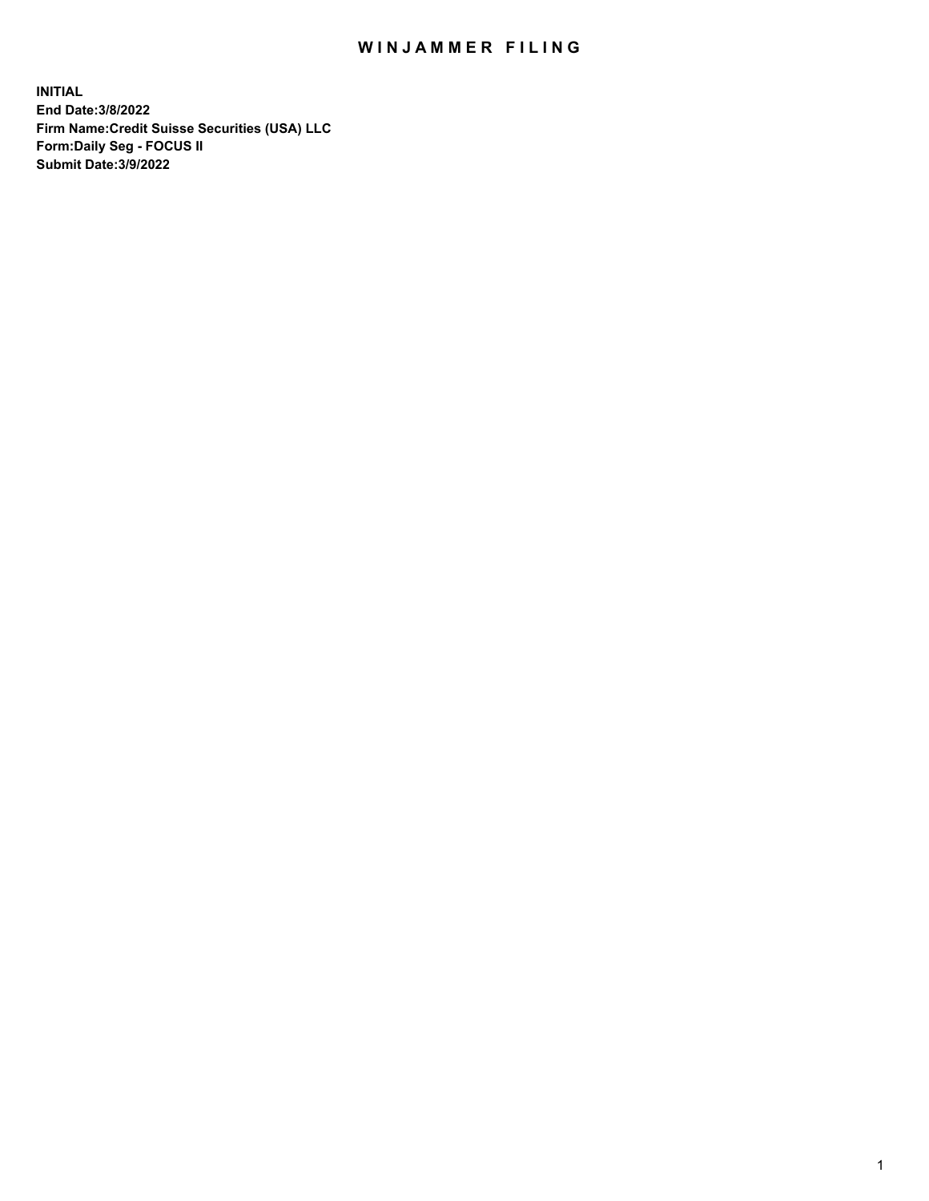# WINJAMMER FILING

**INITIAL**
**End Date:3/8/2022**
**Firm Name:Credit Suisse Securities (USA) LLC**
**Form:Daily Seg - FOCUS II**
**Submit Date:3/9/2022**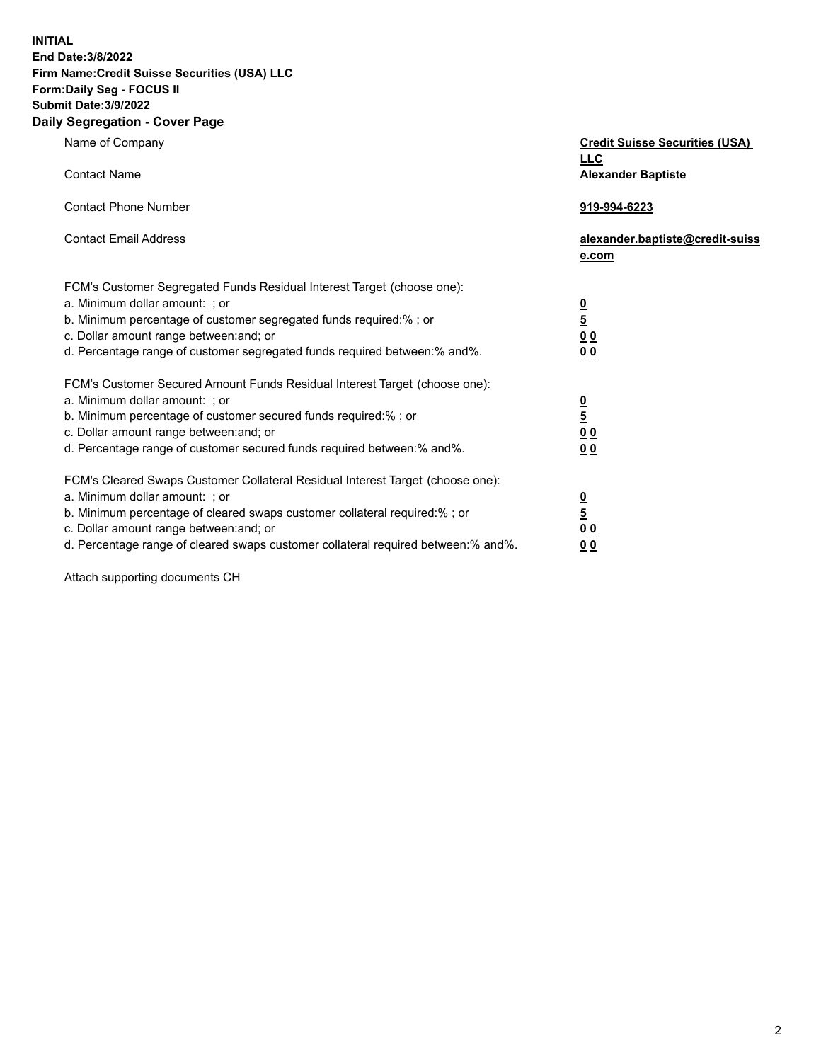**INITIAL**
**End Date:3/8/2022**
**Firm Name:Credit Suisse Securities (USA) LLC**
**Form:Daily Seg - FOCUS II**
**Submit Date:3/9/2022**

## Daily Segregation - Cover Page

| | |
|---|---|
| Name of Company | **Credit Suisse Securities (USA) LLC** |
| Contact Name | **Alexander Baptiste** |
| Contact Phone Number | **919-994-6223** |
| Contact Email Address | **alexander.baptiste@credit-suisse.com** |

| | |
|---|---|
| FCM's Customer Segregated Funds Residual Interest Target (choose one): | |
| a. Minimum dollar amount: ; or | **0** |
| b. Minimum percentage of customer segregated funds required:% ; or | **5** |
| c. Dollar amount range between:and; or | **0 0** |
| d. Percentage range of customer segregated funds required between:% and%. | **0 0** |
| FCM's Customer Secured Amount Funds Residual Interest Target (choose one): | |
| a. Minimum dollar amount: ; or | **0** |
| b. Minimum percentage of customer secured funds required:% ; or | **5** |
| c. Dollar amount range between:and; or | **0 0** |
| d. Percentage range of customer secured funds required between:% and%. | **0 0** |
| FCM's Cleared Swaps Customer Collateral Residual Interest Target (choose one): | |
| a. Minimum dollar amount: ; or | **0** |
| b. Minimum percentage of cleared swaps customer collateral required:% ; or | **5** |
| c. Dollar amount range between:and; or | **0 0** |
| d. Percentage range of cleared swaps customer collateral required between:% and%. | **0 0** |

Attach supporting documents CH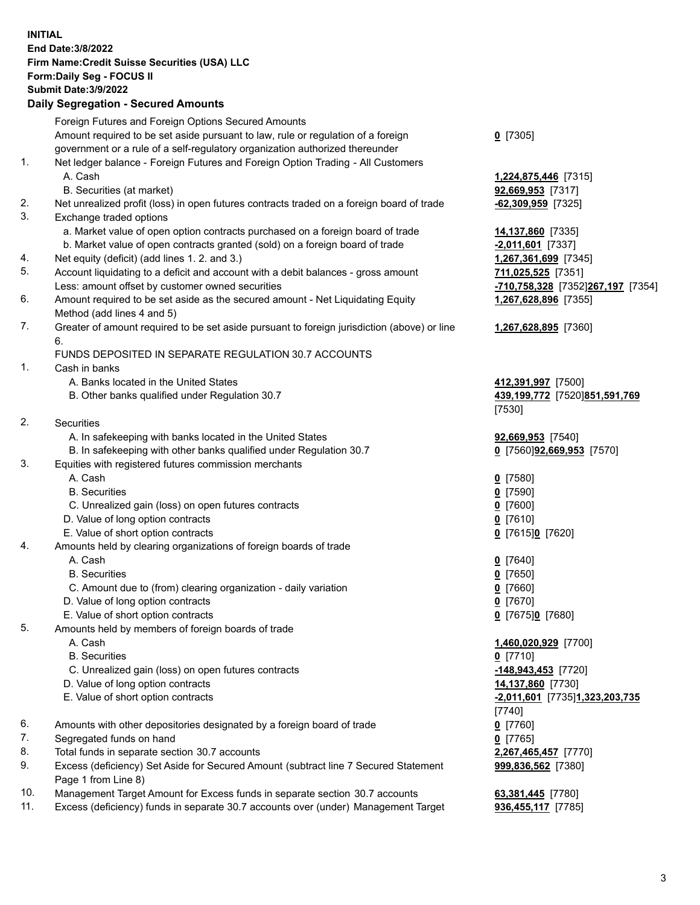**INITIAL**
**End Date:3/8/2022**
**Firm Name:Credit Suisse Securities (USA) LLC**
**Form:Daily Seg - FOCUS II**
**Submit Date:3/9/2022**

## Daily Segregation - Secured Amounts

| | | |
|---|---|---|
| | Foreign Futures and Foreign Options Secured Amounts | |
| | Amount required to be set aside pursuant to law, rule or regulation of a foreign government or a rule of a self-regulatory organization authorized thereunder | **0** [7305] |
| 1. | Net ledger balance - Foreign Futures and Foreign Option Trading - All Customers | |
| | A. Cash | **1,224,875,446** [7315] |
| | B. Securities (at market) | **92,669,953** [7317] |
| 2. | Net unrealized profit (loss) in open futures contracts traded on a foreign board of trade | **-62,309,959** [7325] |
| 3. | Exchange traded options | |
| | a. Market value of open option contracts purchased on a foreign board of trade | **14,137,860** [7335] |
| | b. Market value of open contracts granted (sold) on a foreign board of trade | **-2,011,601** [7337] |
| 4. | Net equity (deficit) (add lines 1. 2. and 3.) | **1,267,361,699** [7345] |
| 5. | Account liquidating to a deficit and account with a debit balances - gross amount | **711,025,525** [7351] |
| | Less: amount offset by customer owned securities | **-710,758,328** [7352]**267,197** [7354] |
| 6. | Amount required to be set aside as the secured amount - Net Liquidating Equity Method (add lines 4 and 5) | **1,267,628,896** [7355] |
| 7. | Greater of amount required to be set aside pursuant to foreign jurisdiction (above) or line 6. | **1,267,628,895** [7360] |
| | FUNDS DEPOSITED IN SEPARATE REGULATION 30.7 ACCOUNTS | |
| 1. | Cash in banks | |
| | A. Banks located in the United States | **412,391,997** [7500] |
| | B. Other banks qualified under Regulation 30.7 | **439,199,772** [7520]**851,591,769** [7530] |
| 2. | Securities | |
| | A. In safekeeping with banks located in the United States | **92,669,953** [7540] |
| | B. In safekeeping with other banks qualified under Regulation 30.7 | **0** [7560]**92,669,953** [7570] |
| 3. | Equities with registered futures commission merchants | |
| | A. Cash | **0** [7580] |
| | B. Securities | **0** [7590] |
| | C. Unrealized gain (loss) on open futures contracts | **0** [7600] |
| | D. Value of long option contracts | **0** [7610] |
| | E. Value of short option contracts | **0** [7615]**0** [7620] |
| 4. | Amounts held by clearing organizations of foreign boards of trade | |
| | A. Cash | **0** [7640] |
| | B. Securities | **0** [7650] |
| | C. Amount due to (from) clearing organization - daily variation | **0** [7660] |
| | D. Value of long option contracts | **0** [7670] |
| | E. Value of short option contracts | **0** [7675]**0** [7680] |
| 5. | Amounts held by members of foreign boards of trade | |
| | A. Cash | **1,460,020,929** [7700] |
| | B. Securities | **0** [7710] |
| | C. Unrealized gain (loss) on open futures contracts | **-148,943,453** [7720] |
| | D. Value of long option contracts | **14,137,860** [7730] |
| | E. Value of short option contracts | **-2,011,601** [7735]**1,323,203,735** [7740] |
| 6. | Amounts with other depositories designated by a foreign board of trade | **0** [7760] |
| 7. | Segregated funds on hand | **0** [7765] |
| 8. | Total funds in separate section 30.7 accounts | **2,267,465,457** [7770] |
| 9. | Excess (deficiency) Set Aside for Secured Amount (subtract line 7 Secured Statement Page 1 from Line 8) | **999,836,562** [7380] |
| 10. | Management Target Amount for Excess funds in separate section 30.7 accounts | **63,381,445** [7780] |
| 11. | Excess (deficiency) funds in separate 30.7 accounts over (under) Management Target | **936,455,117** [7785] |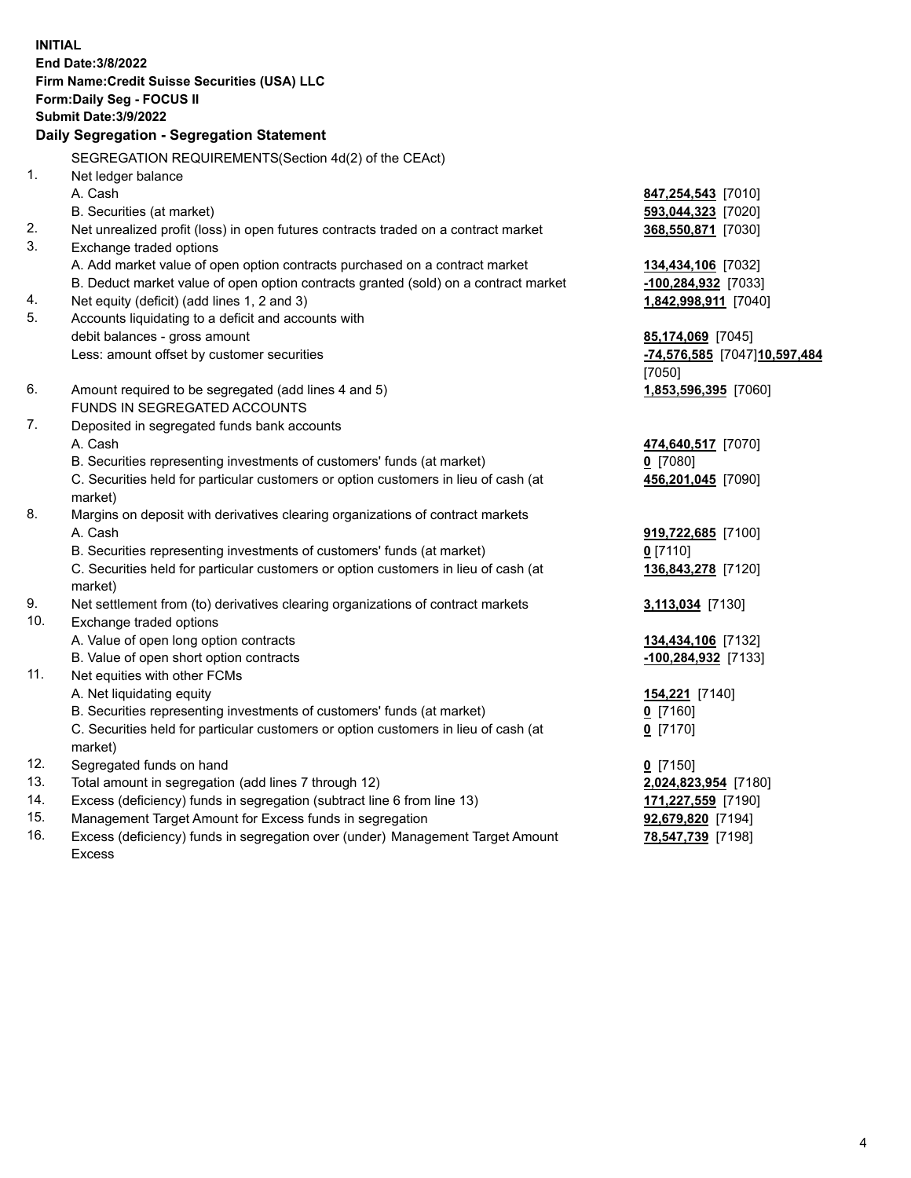**INITIAL**
**End Date:3/8/2022**
**Firm Name:Credit Suisse Securities (USA) LLC**
**Form:Daily Seg - FOCUS II**
**Submit Date:3/9/2022**

## Daily Segregation - Segregation Statement

SEGREGATION REQUIREMENTS(Section 4d(2) of the CEAct)

| | | |
|---|---|---|
| 1. | Net ledger balance | |
| | A. Cash | **847,254,543** [7010] |
| | B. Securities (at market) | **593,044,323** [7020] |
| 2. | Net unrealized profit (loss) in open futures contracts traded on a contract market | **368,550,871** [7030] |
| 3. | Exchange traded options | |
| | A. Add market value of open option contracts purchased on a contract market | **134,434,106** [7032] |
| | B. Deduct market value of open option contracts granted (sold) on a contract market | **-100,284,932** [7033] |
| 4. | Net equity (deficit) (add lines 1, 2 and 3) | **1,842,998,911** [7040] |
| 5. | Accounts liquidating to a deficit and accounts with debit balances - gross amount | **85,174,069** [7045] |
| | Less: amount offset by customer securities | **-74,576,585** [7047] **10,597,484** [7050] |
| 6. | Amount required to be segregated (add lines 4 and 5) | **1,853,596,395** [7060] |
| | FUNDS IN SEGREGATED ACCOUNTS | |
| 7. | Deposited in segregated funds bank accounts | |
| | A. Cash | **474,640,517** [7070] |
| | B. Securities representing investments of customers' funds (at market) | **0** [7080] |
| | C. Securities held for particular customers or option customers in lieu of cash (at market) | **456,201,045** [7090] |
| 8. | Margins on deposit with derivatives clearing organizations of contract markets | |
| | A. Cash | **919,722,685** [7100] |
| | B. Securities representing investments of customers' funds (at market) | **0** [7110] |
| | C. Securities held for particular customers or option customers in lieu of cash (at market) | **136,843,278** [7120] |
| 9. | Net settlement from (to) derivatives clearing organizations of contract markets | **3,113,034** [7130] |
| 10. | Exchange traded options | |
| | A. Value of open long option contracts | **134,434,106** [7132] |
| | B. Value of open short option contracts | **-100,284,932** [7133] |
| 11. | Net equities with other FCMs | |
| | A. Net liquidating equity | **154,221** [7140] |
| | B. Securities representing investments of customers' funds (at market) | **0** [7160] |
| | C. Securities held for particular customers or option customers in lieu of cash (at market) | **0** [7170] |
| 12. | Segregated funds on hand | **0** [7150] |
| 13. | Total amount in segregation (add lines 7 through 12) | **2,024,823,954** [7180] |
| 14. | Excess (deficiency) funds in segregation (subtract line 6 from line 13) | **171,227,559** [7190] |
| 15. | Management Target Amount for Excess funds in segregation | **92,679,820** [7194] |
| 16. | Excess (deficiency) funds in segregation over (under) Management Target Amount Excess | **78,547,739** [7198] |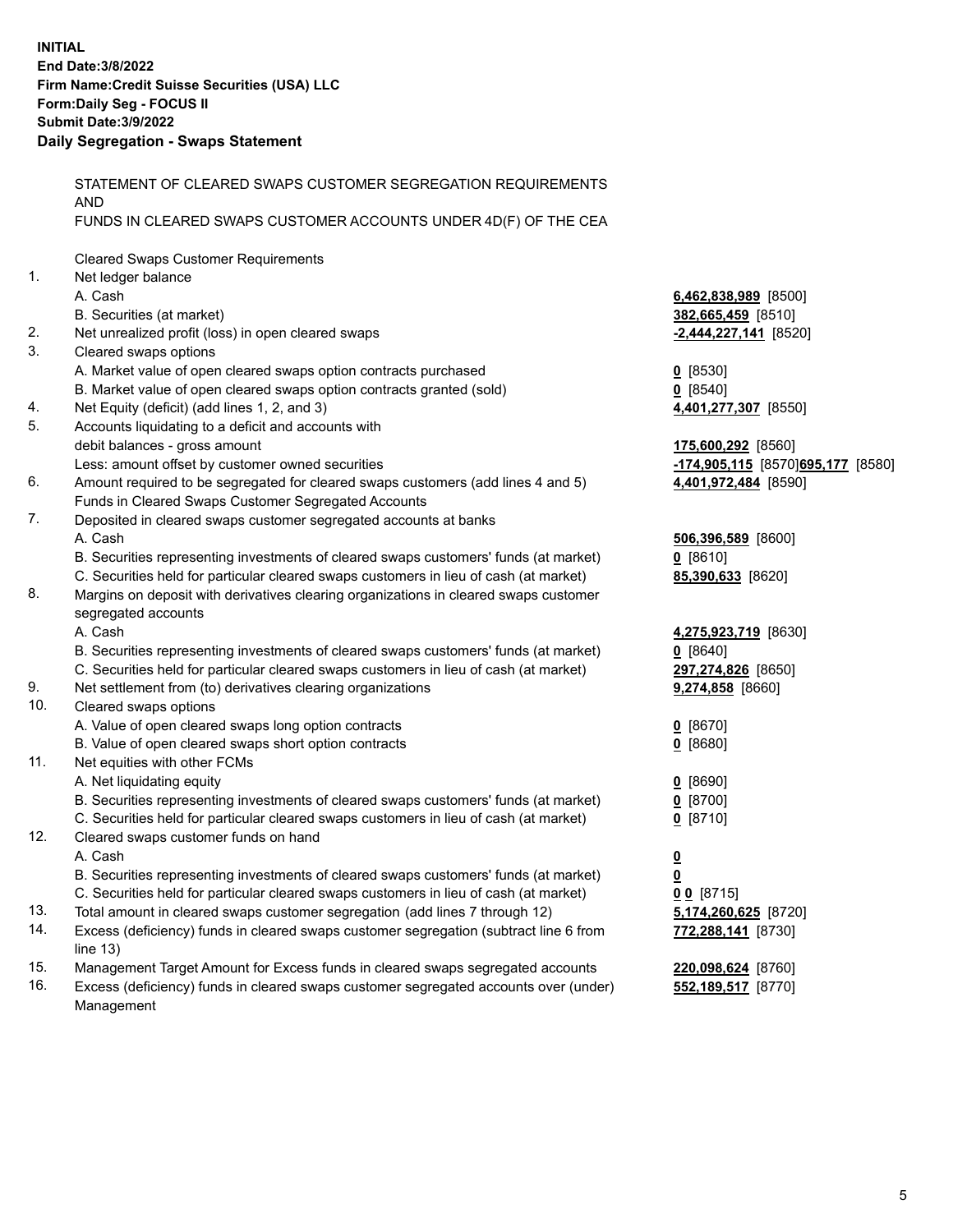**INITIAL**
**End Date:3/8/2022**
**Firm Name:Credit Suisse Securities (USA) LLC**
**Form:Daily Seg - FOCUS II**
**Submit Date:3/9/2022**
**Daily Segregation - Swaps Statement**

STATEMENT OF CLEARED SWAPS CUSTOMER SEGREGATION REQUIREMENTS AND
FUNDS IN CLEARED SWAPS CUSTOMER ACCOUNTS UNDER 4D(F) OF THE CEA

| | | |
|---|---|---|
| | Cleared Swaps Customer Requirements | |
| 1. | Net ledger balance | |
| | A. Cash | **6,462,838,989** [8500] |
| | B. Securities (at market) | **382,665,459** [8510] |
| 2. | Net unrealized profit (loss) in open cleared swaps | **-2,444,227,141** [8520] |
| 3. | Cleared swaps options | |
| | A. Market value of open cleared swaps option contracts purchased | **0** [8530] |
| | B. Market value of open cleared swaps option contracts granted (sold) | **0** [8540] |
| 4. | Net Equity (deficit) (add lines 1, 2, and 3) | **4,401,277,307** [8550] |
| 5. | Accounts liquidating to a deficit and accounts with | |
| | debit balances - gross amount | **175,600,292** [8560] |
| | Less: amount offset by customer owned securities | **-174,905,115** [8570]**695,177** [8580] |
| 6. | Amount required to be segregated for cleared swaps customers (add lines 4 and 5) | **4,401,972,484** [8590] |
| | Funds in Cleared Swaps Customer Segregated Accounts | |
| 7. | Deposited in cleared swaps customer segregated accounts at banks | |
| | A. Cash | **506,396,589** [8600] |
| | B. Securities representing investments of cleared swaps customers' funds (at market) | **0** [8610] |
| | C. Securities held for particular cleared swaps customers in lieu of cash (at market) | **85,390,633** [8620] |
| 8. | Margins on deposit with derivatives clearing organizations in cleared swaps customer segregated accounts | |
| | A. Cash | **4,275,923,719** [8630] |
| | B. Securities representing investments of cleared swaps customers' funds (at market) | **0** [8640] |
| | C. Securities held for particular cleared swaps customers in lieu of cash (at market) | **297,274,826** [8650] |
| 9. | Net settlement from (to) derivatives clearing organizations | **9,274,858** [8660] |
| 10. | Cleared swaps options | |
| | A. Value of open cleared swaps long option contracts | **0** [8670] |
| | B. Value of open cleared swaps short option contracts | **0** [8680] |
| 11. | Net equities with other FCMs | |
| | A. Net liquidating equity | **0** [8690] |
| | B. Securities representing investments of cleared swaps customers' funds (at market) | **0** [8700] |
| | C. Securities held for particular cleared swaps customers in lieu of cash (at market) | **0** [8710] |
| 12. | Cleared swaps customer funds on hand | |
| | A. Cash | **0** |
| | B. Securities representing investments of cleared swaps customers' funds (at market) | **0** |
| | C. Securities held for particular cleared swaps customers in lieu of cash (at market) | **0** **0** [8715] |
| 13. | Total amount in cleared swaps customer segregation (add lines 7 through 12) | **5,174,260,625** [8720] |
| 14. | Excess (deficiency) funds in cleared swaps customer segregation (subtract line 6 from line 13) | **772,288,141** [8730] |
| 15. | Management Target Amount for Excess funds in cleared swaps segregated accounts | **220,098,624** [8760] |
| 16. | Excess (deficiency) funds in cleared swaps customer segregated accounts over (under) Management | **552,189,517** [8770] |